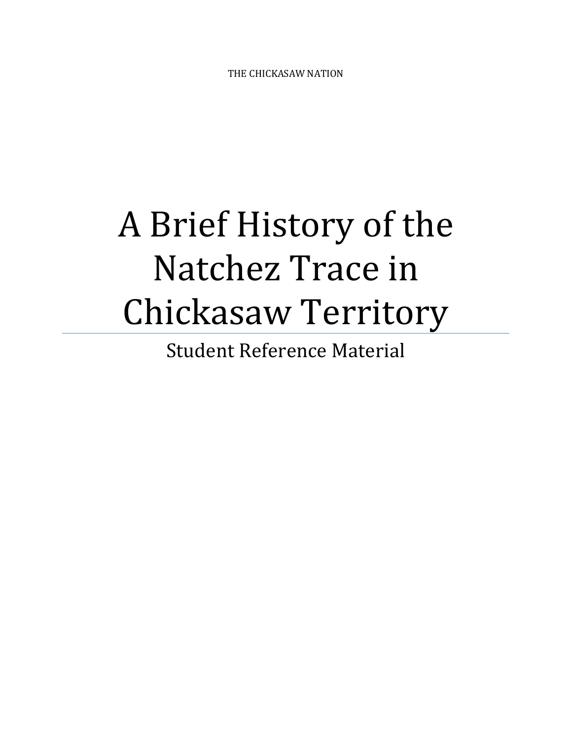THE CHICKASAW NATION

# A Brief History of the Natchez Trace in Chickasaw Territory

Student Reference Material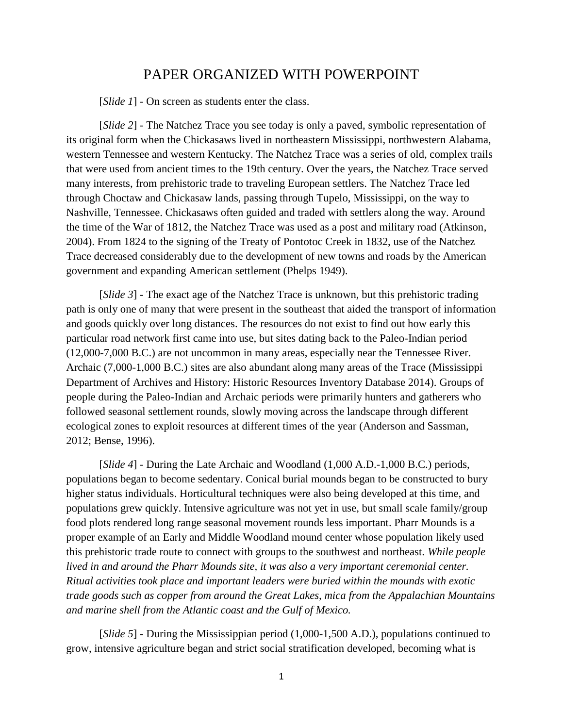# PAPER ORGANIZED WITH POWERPOINT

[*Slide 1*] - On screen as students enter the class.

[*Slide 2*] - The Natchez Trace you see today is only a paved, symbolic representation of its original form when the Chickasaws lived in northeastern Mississippi, northwestern Alabama, western Tennessee and western Kentucky. The Natchez Trace was a series of old, complex trails that were used from ancient times to the 19th century. Over the years, the Natchez Trace served many interests, from prehistoric trade to traveling European settlers. The Natchez Trace led through Choctaw and Chickasaw lands, passing through Tupelo, Mississippi, on the way to Nashville, Tennessee. Chickasaws often guided and traded with settlers along the way. Around the time of the War of 1812, the Natchez Trace was used as a post and military road (Atkinson, 2004). From 1824 to the signing of the Treaty of Pontotoc Creek in 1832, use of the Natchez Trace decreased considerably due to the development of new towns and roads by the American government and expanding American settlement (Phelps 1949).

[*Slide 3*] - The exact age of the Natchez Trace is unknown, but this prehistoric trading path is only one of many that were present in the southeast that aided the transport of information and goods quickly over long distances. The resources do not exist to find out how early this particular road network first came into use, but sites dating back to the Paleo-Indian period (12,000-7,000 B.C.) are not uncommon in many areas, especially near the Tennessee River. Archaic (7,000-1,000 B.C.) sites are also abundant along many areas of the Trace (Mississippi Department of Archives and History: Historic Resources Inventory Database 2014). Groups of people during the Paleo-Indian and Archaic periods were primarily hunters and gatherers who followed seasonal settlement rounds, slowly moving across the landscape through different ecological zones to exploit resources at different times of the year (Anderson and Sassman, 2012; Bense, 1996).

[*Slide 4*] - During the Late Archaic and Woodland (1,000 A.D.-1,000 B.C.) periods, populations began to become sedentary. Conical burial mounds began to be constructed to bury higher status individuals. Horticultural techniques were also being developed at this time, and populations grew quickly. Intensive agriculture was not yet in use, but small scale family/group food plots rendered long range seasonal movement rounds less important. Pharr Mounds is a proper example of an Early and Middle Woodland mound center whose population likely used this prehistoric trade route to connect with groups to the southwest and northeast. *While people lived in and around the Pharr Mounds site, it was also a very important ceremonial center. Ritual activities took place and important leaders were buried within the mounds with exotic trade goods such as copper from around the Great Lakes, mica from the Appalachian Mountains and marine shell from the Atlantic coast and the Gulf of Mexico.*

[*Slide 5*] - During the Mississippian period (1,000-1,500 A.D.), populations continued to grow, intensive agriculture began and strict social stratification developed, becoming what is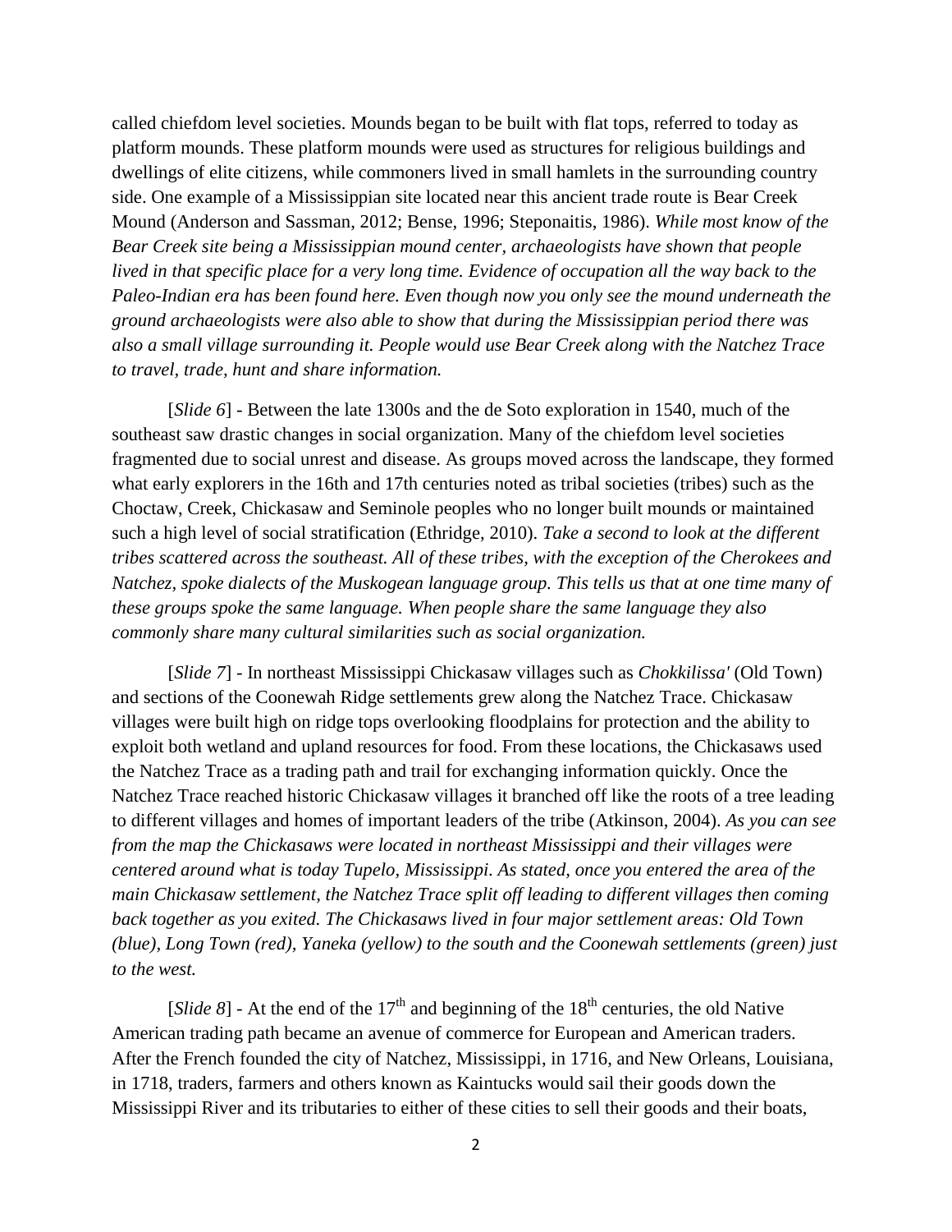called chiefdom level societies. Mounds began to be built with flat tops, referred to today as platform mounds. These platform mounds were used as structures for religious buildings and dwellings of elite citizens, while commoners lived in small hamlets in the surrounding country side. One example of a Mississippian site located near this ancient trade route is Bear Creek Mound (Anderson and Sassman, 2012; Bense, 1996; Steponaitis, 1986). *While most know of the Bear Creek site being a Mississippian mound center, archaeologists have shown that people lived in that specific place for a very long time. Evidence of occupation all the way back to the Paleo-Indian era has been found here. Even though now you only see the mound underneath the ground archaeologists were also able to show that during the Mississippian period there was also a small village surrounding it. People would use Bear Creek along with the Natchez Trace to travel, trade, hunt and share information.*

[*Slide 6*] - Between the late 1300s and the de Soto exploration in 1540, much of the southeast saw drastic changes in social organization. Many of the chiefdom level societies fragmented due to social unrest and disease. As groups moved across the landscape, they formed what early explorers in the 16th and 17th centuries noted as tribal societies (tribes) such as the Choctaw, Creek, Chickasaw and Seminole peoples who no longer built mounds or maintained such a high level of social stratification (Ethridge, 2010). *Take a second to look at the different tribes scattered across the southeast. All of these tribes, with the exception of the Cherokees and Natchez, spoke dialects of the Muskogean language group. This tells us that at one time many of these groups spoke the same language. When people share the same language they also commonly share many cultural similarities such as social organization.*

[*Slide 7*] - In northeast Mississippi Chickasaw villages such as *Chokkilissa'* (Old Town) and sections of the Coonewah Ridge settlements grew along the Natchez Trace. Chickasaw villages were built high on ridge tops overlooking floodplains for protection and the ability to exploit both wetland and upland resources for food. From these locations, the Chickasaws used the Natchez Trace as a trading path and trail for exchanging information quickly. Once the Natchez Trace reached historic Chickasaw villages it branched off like the roots of a tree leading to different villages and homes of important leaders of the tribe (Atkinson, 2004). *As you can see from the map the Chickasaws were located in northeast Mississippi and their villages were centered around what is today Tupelo, Mississippi. As stated, once you entered the area of the main Chickasaw settlement, the Natchez Trace split off leading to different villages then coming back together as you exited. The Chickasaws lived in four major settlement areas: Old Town (blue), Long Town (red), Yaneka (yellow) to the south and the Coonewah settlements (green) just to the west.*

[*Slide 8*] - At the end of the 17th and beginning of the 18th centuries, the old Native American trading path became an avenue of commerce for European and American traders. After the French founded the city of Natchez, Mississippi, in 1716, and New Orleans, Louisiana, in 1718, traders, farmers and others known as Kaintucks would sail their goods down the Mississippi River and its tributaries to either of these cities to sell their goods and their boats,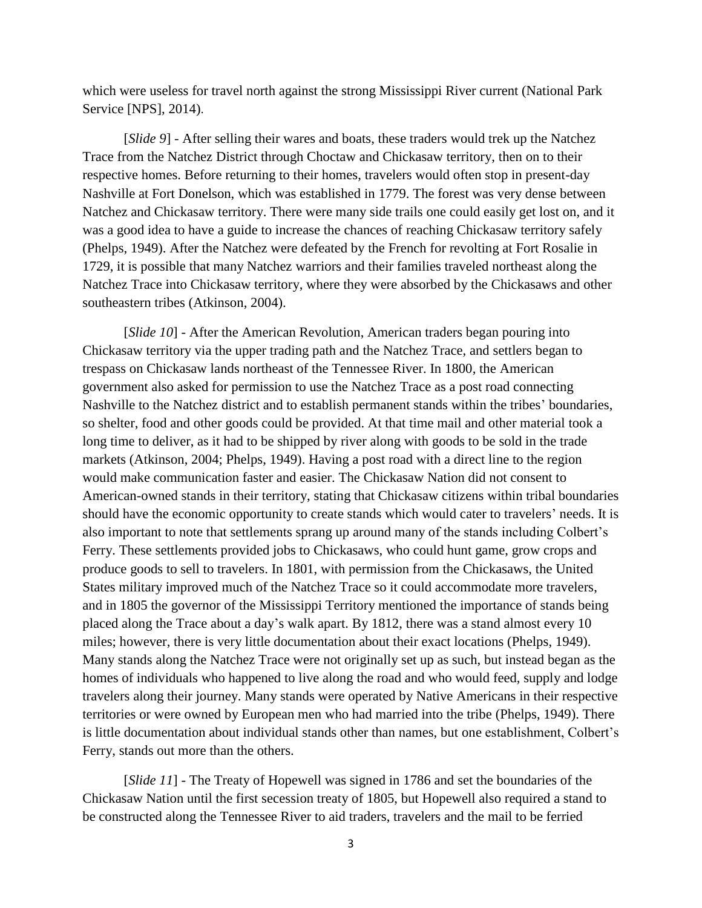which were useless for travel north against the strong Mississippi River current (National Park Service [NPS], 2014).

[*Slide 9*] - After selling their wares and boats, these traders would trek up the Natchez Trace from the Natchez District through Choctaw and Chickasaw territory, then on to their respective homes. Before returning to their homes, travelers would often stop in present-day Nashville at Fort Donelson, which was established in 1779. The forest was very dense between Natchez and Chickasaw territory. There were many side trails one could easily get lost on, and it was a good idea to have a guide to increase the chances of reaching Chickasaw territory safely (Phelps, 1949). After the Natchez were defeated by the French for revolting at Fort Rosalie in 1729, it is possible that many Natchez warriors and their families traveled northeast along the Natchez Trace into Chickasaw territory, where they were absorbed by the Chickasaws and other southeastern tribes (Atkinson, 2004).

[*Slide 10*] - After the American Revolution, American traders began pouring into Chickasaw territory via the upper trading path and the Natchez Trace, and settlers began to trespass on Chickasaw lands northeast of the Tennessee River. In 1800, the American government also asked for permission to use the Natchez Trace as a post road connecting Nashville to the Natchez district and to establish permanent stands within the tribes' boundaries, so shelter, food and other goods could be provided. At that time mail and other material took a long time to deliver, as it had to be shipped by river along with goods to be sold in the trade markets (Atkinson, 2004; Phelps, 1949). Having a post road with a direct line to the region would make communication faster and easier. The Chickasaw Nation did not consent to American-owned stands in their territory, stating that Chickasaw citizens within tribal boundaries should have the economic opportunity to create stands which would cater to travelers' needs. It is also important to note that settlements sprang up around many of the stands including Colbert's Ferry. These settlements provided jobs to Chickasaws, who could hunt game, grow crops and produce goods to sell to travelers. In 1801, with permission from the Chickasaws, the United States military improved much of the Natchez Trace so it could accommodate more travelers, and in 1805 the governor of the Mississippi Territory mentioned the importance of stands being placed along the Trace about a day's walk apart. By 1812, there was a stand almost every 10 miles; however, there is very little documentation about their exact locations (Phelps, 1949). Many stands along the Natchez Trace were not originally set up as such, but instead began as the homes of individuals who happened to live along the road and who would feed, supply and lodge travelers along their journey. Many stands were operated by Native Americans in their respective territories or were owned by European men who had married into the tribe (Phelps, 1949). There is little documentation about individual stands other than names, but one establishment, Colbert's Ferry, stands out more than the others.

[*Slide 11*] - The Treaty of Hopewell was signed in 1786 and set the boundaries of the Chickasaw Nation until the first secession treaty of 1805, but Hopewell also required a stand to be constructed along the Tennessee River to aid traders, travelers and the mail to be ferried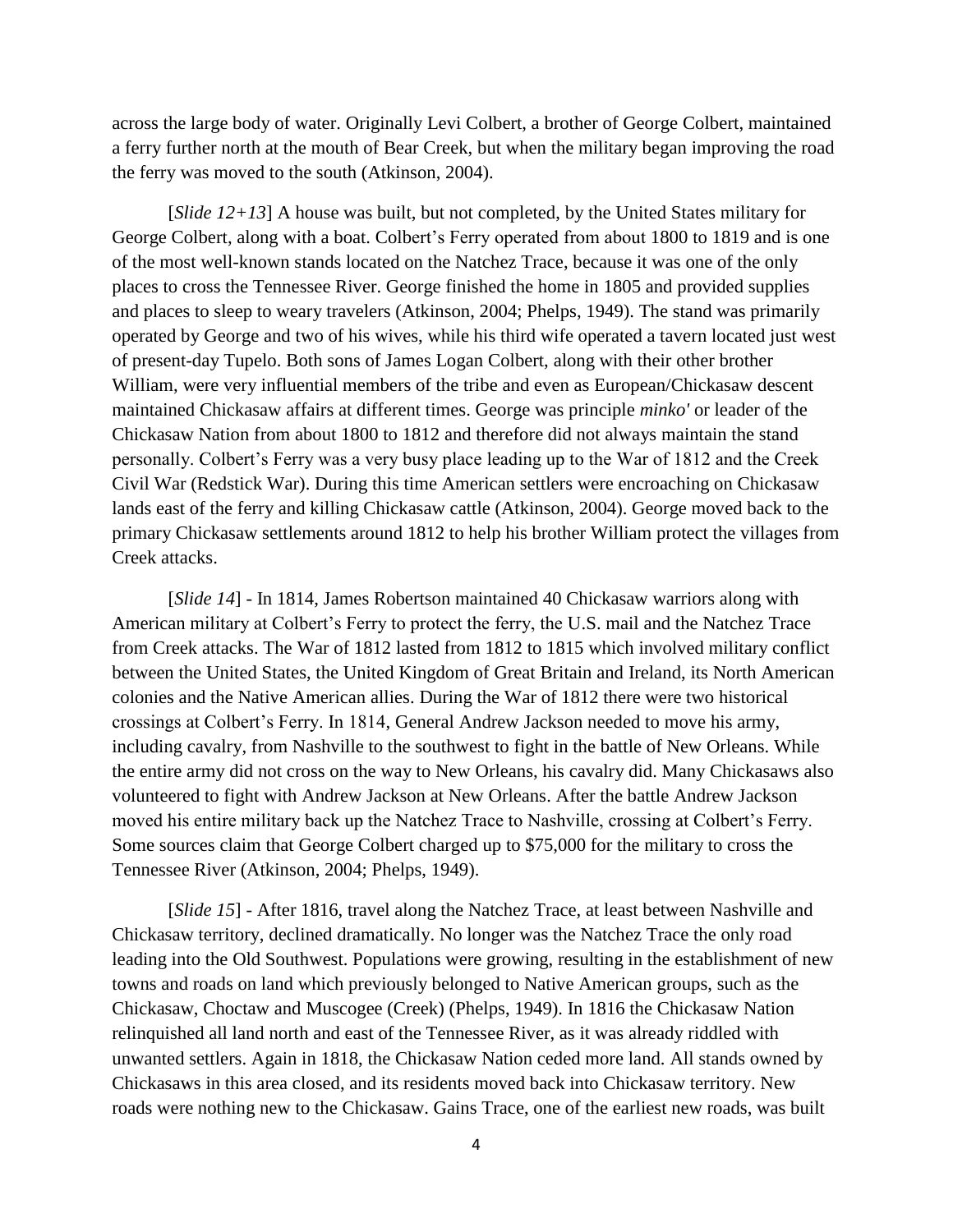across the large body of water. Originally Levi Colbert, a brother of George Colbert, maintained a ferry further north at the mouth of Bear Creek, but when the military began improving the road the ferry was moved to the south (Atkinson, 2004).

[*Slide 12+13*] A house was built, but not completed, by the United States military for George Colbert, along with a boat. Colbert's Ferry operated from about 1800 to 1819 and is one of the most well-known stands located on the Natchez Trace, because it was one of the only places to cross the Tennessee River. George finished the home in 1805 and provided supplies and places to sleep to weary travelers (Atkinson, 2004; Phelps, 1949). The stand was primarily operated by George and two of his wives, while his third wife operated a tavern located just west of present-day Tupelo. Both sons of James Logan Colbert, along with their other brother William, were very influential members of the tribe and even as European/Chickasaw descent maintained Chickasaw affairs at different times. George was principle *minko'* or leader of the Chickasaw Nation from about 1800 to 1812 and therefore did not always maintain the stand personally. Colbert's Ferry was a very busy place leading up to the War of 1812 and the Creek Civil War (Redstick War). During this time American settlers were encroaching on Chickasaw lands east of the ferry and killing Chickasaw cattle (Atkinson, 2004). George moved back to the primary Chickasaw settlements around 1812 to help his brother William protect the villages from Creek attacks.

[*Slide 14*] - In 1814, James Robertson maintained 40 Chickasaw warriors along with American military at Colbert's Ferry to protect the ferry, the U.S. mail and the Natchez Trace from Creek attacks. The War of 1812 lasted from 1812 to 1815 which involved military conflict between the United States, the United Kingdom of Great Britain and Ireland, its North American colonies and the Native American allies. During the War of 1812 there were two historical crossings at Colbert's Ferry. In 1814, General Andrew Jackson needed to move his army, including cavalry, from Nashville to the southwest to fight in the battle of New Orleans. While the entire army did not cross on the way to New Orleans, his cavalry did. Many Chickasaws also volunteered to fight with Andrew Jackson at New Orleans. After the battle Andrew Jackson moved his entire military back up the Natchez Trace to Nashville, crossing at Colbert's Ferry. Some sources claim that George Colbert charged up to $75,000 for the military to cross the Tennessee River (Atkinson, 2004; Phelps, 1949).

[*Slide 15*] - After 1816, travel along the Natchez Trace, at least between Nashville and Chickasaw territory, declined dramatically. No longer was the Natchez Trace the only road leading into the Old Southwest. Populations were growing, resulting in the establishment of new towns and roads on land which previously belonged to Native American groups, such as the Chickasaw, Choctaw and Muscogee (Creek) (Phelps, 1949). In 1816 the Chickasaw Nation relinquished all land north and east of the Tennessee River, as it was already riddled with unwanted settlers. Again in 1818, the Chickasaw Nation ceded more land. All stands owned by Chickasaws in this area closed, and its residents moved back into Chickasaw territory. New roads were nothing new to the Chickasaw. Gains Trace, one of the earliest new roads, was built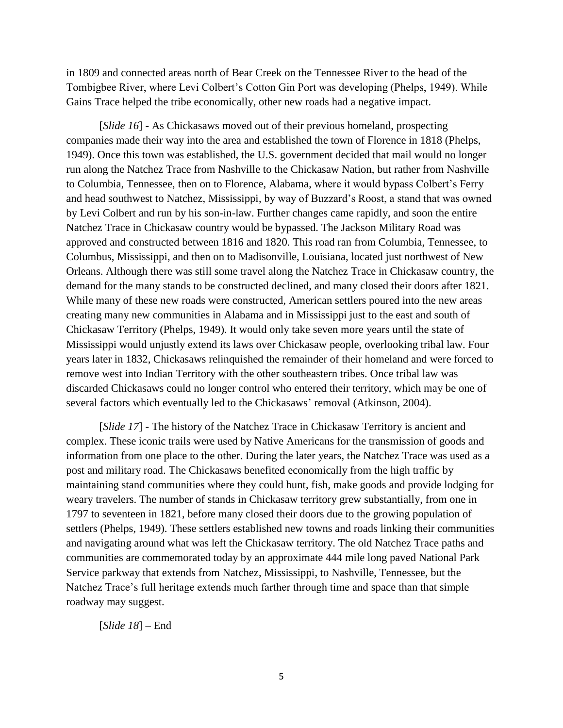in 1809 and connected areas north of Bear Creek on the Tennessee River to the head of the Tombigbee River, where Levi Colbert's Cotton Gin Port was developing (Phelps, 1949). While Gains Trace helped the tribe economically, other new roads had a negative impact.

[*Slide 16*] - As Chickasaws moved out of their previous homeland, prospecting companies made their way into the area and established the town of Florence in 1818 (Phelps, 1949). Once this town was established, the U.S. government decided that mail would no longer run along the Natchez Trace from Nashville to the Chickasaw Nation, but rather from Nashville to Columbia, Tennessee, then on to Florence, Alabama, where it would bypass Colbert's Ferry and head southwest to Natchez, Mississippi, by way of Buzzard's Roost, a stand that was owned by Levi Colbert and run by his son-in-law. Further changes came rapidly, and soon the entire Natchez Trace in Chickasaw country would be bypassed. The Jackson Military Road was approved and constructed between 1816 and 1820. This road ran from Columbia, Tennessee, to Columbus, Mississippi, and then on to Madisonville, Louisiana, located just northwest of New Orleans. Although there was still some travel along the Natchez Trace in Chickasaw country, the demand for the many stands to be constructed declined, and many closed their doors after 1821. While many of these new roads were constructed, American settlers poured into the new areas creating many new communities in Alabama and in Mississippi just to the east and south of Chickasaw Territory (Phelps, 1949). It would only take seven more years until the state of Mississippi would unjustly extend its laws over Chickasaw people, overlooking tribal law. Four years later in 1832, Chickasaws relinquished the remainder of their homeland and were forced to remove west into Indian Territory with the other southeastern tribes. Once tribal law was discarded Chickasaws could no longer control who entered their territory, which may be one of several factors which eventually led to the Chickasaws' removal (Atkinson, 2004).

[*Slide 17*] - The history of the Natchez Trace in Chickasaw Territory is ancient and complex. These iconic trails were used by Native Americans for the transmission of goods and information from one place to the other. During the later years, the Natchez Trace was used as a post and military road. The Chickasaws benefited economically from the high traffic by maintaining stand communities where they could hunt, fish, make goods and provide lodging for weary travelers. The number of stands in Chickasaw territory grew substantially, from one in 1797 to seventeen in 1821, before many closed their doors due to the growing population of settlers (Phelps, 1949). These settlers established new towns and roads linking their communities and navigating around what was left the Chickasaw territory. The old Natchez Trace paths and communities are commemorated today by an approximate 444 mile long paved National Park Service parkway that extends from Natchez, Mississippi, to Nashville, Tennessee, but the Natchez Trace's full heritage extends much farther through time and space than that simple roadway may suggest.

[*Slide 18*] – End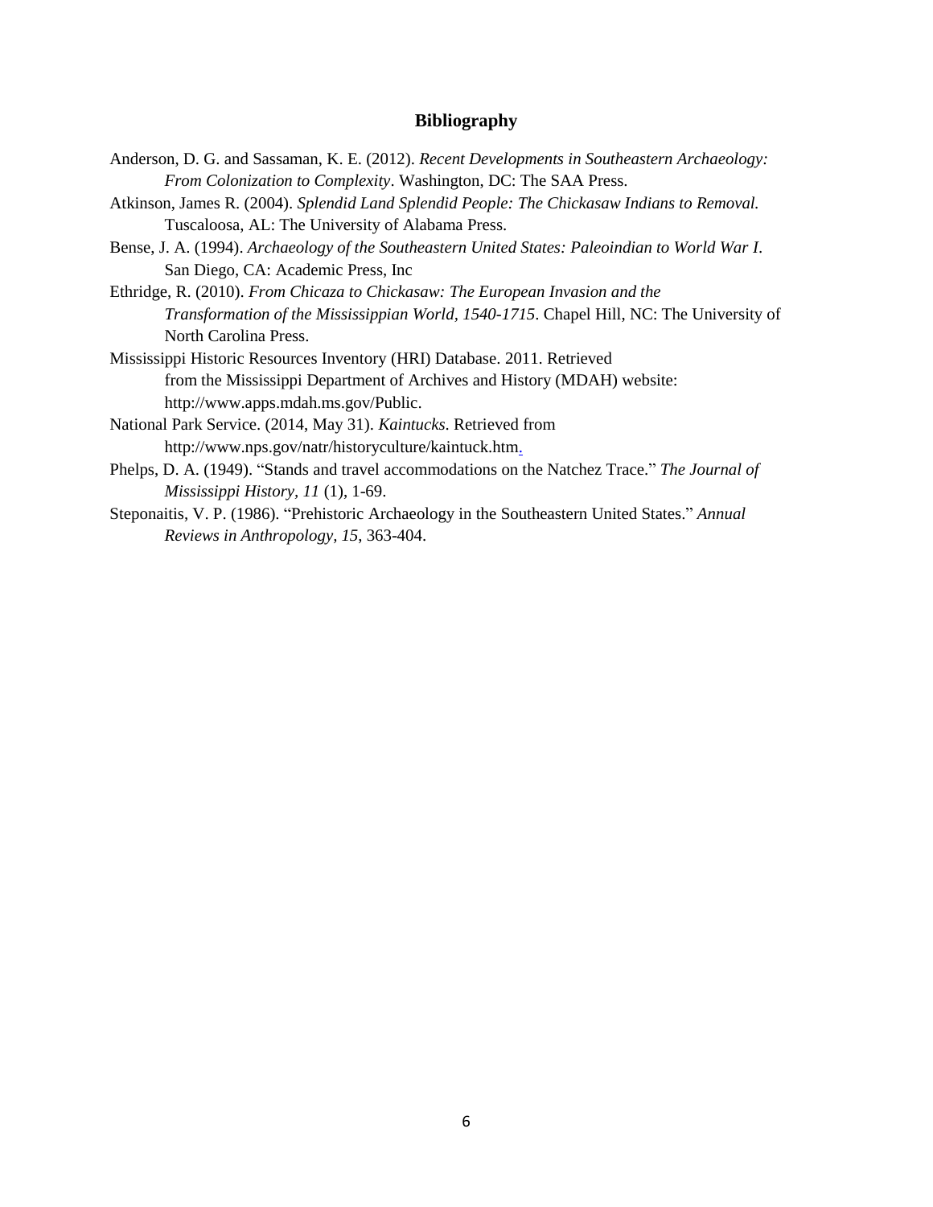# Bibliography

Anderson, D. G. and Sassaman, K. E. (2012). *Recent Developments in Southeastern Archaeology: From Colonization to Complexity*. Washington, DC: The SAA Press.

Atkinson, James R. (2004). *Splendid Land Splendid People: The Chickasaw Indians to Removal.* Tuscaloosa, AL: The University of Alabama Press.

Bense, J. A. (1994). *Archaeology of the Southeastern United States: Paleoindian to World War I*. San Diego, CA: Academic Press, Inc

Ethridge, R. (2010). *From Chicaza to Chickasaw: The European Invasion and the Transformation of the Mississippian World, 1540-1715*. Chapel Hill, NC: The University of North Carolina Press.

Mississippi Historic Resources Inventory (HRI) Database. 2011. Retrieved from the Mississippi Department of Archives and History (MDAH) website: http://www.apps.mdah.ms.gov/Public.

National Park Service. (2014, May 31). *Kaintucks*. Retrieved from http://www.nps.gov/natr/historyculture/kaintuck.htm.

Phelps, D. A. (1949). "Stands and travel accommodations on the Natchez Trace." *The Journal of Mississippi History*, *11* (1), 1-69.

Steponaitis, V. P. (1986). "Prehistoric Archaeology in the Southeastern United States." *Annual Reviews in Anthropology*, *15*, 363-404.